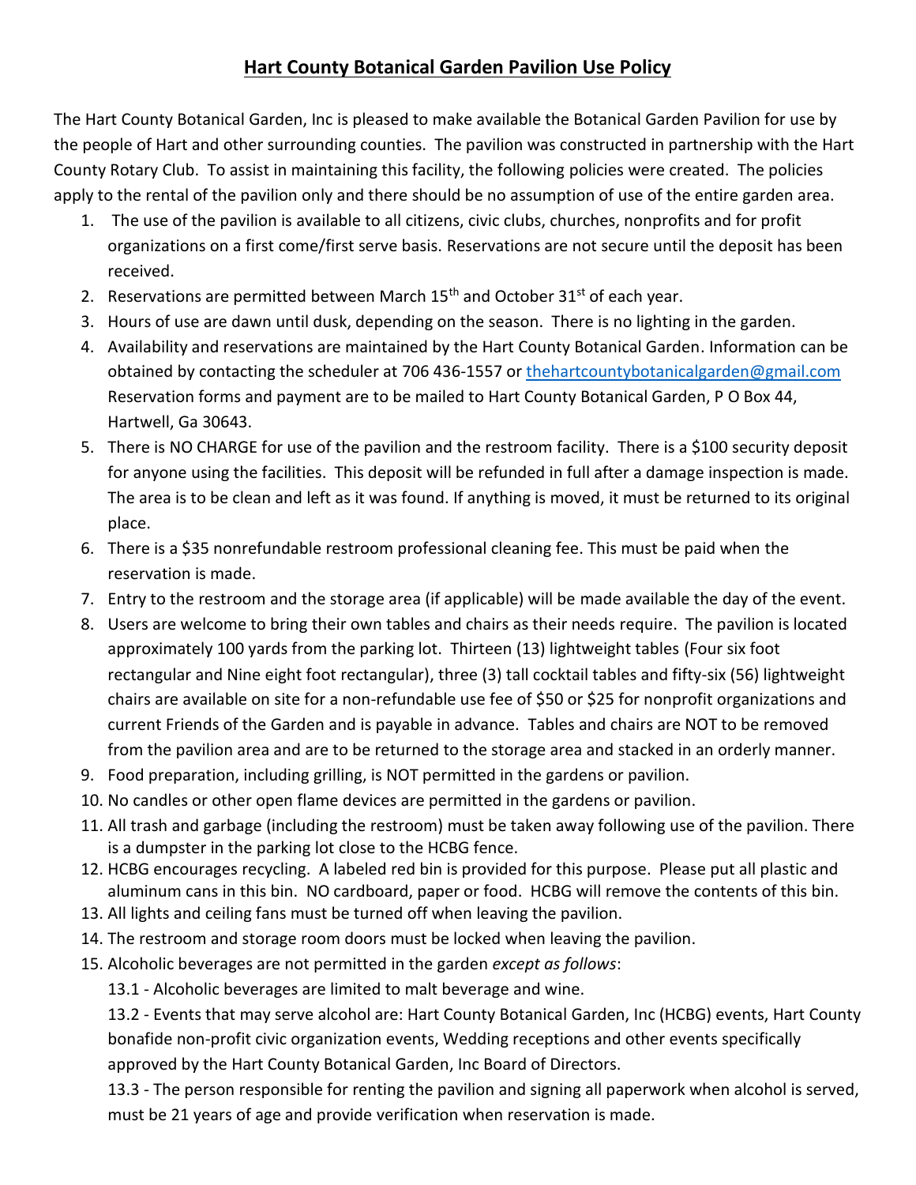# Hart County Botanical Garden Pavilion Use Policy

The Hart County Botanical Garden, Inc is pleased to make available the Botanical Garden Pavilion for use by the people of Hart and other surrounding counties. The pavilion was constructed in partnership with the Hart County Rotary Club. To assist in maintaining this facility, the following policies were created. The policies apply to the rental of the pavilion only and there should be no assumption of use of the entire garden area.

1. The use of the pavilion is available to all citizens, civic clubs, churches, nonprofits and for profit organizations on a first come/first serve basis. Reservations are not secure until the deposit has been received.
2. Reservations are permitted between March 15th and October 31st of each year.
3. Hours of use are dawn until dusk, depending on the season. There is no lighting in the garden.
4. Availability and reservations are maintained by the Hart County Botanical Garden. Information can be obtained by contacting the scheduler at 706 436-1557 or thehartcountybotanicalgarden@gmail.com Reservation forms and payment are to be mailed to Hart County Botanical Garden, P O Box 44, Hartwell, Ga 30643.
5. There is NO CHARGE for use of the pavilion and the restroom facility. There is a $100 security deposit for anyone using the facilities. This deposit will be refunded in full after a damage inspection is made. The area is to be clean and left as it was found. If anything is moved, it must be returned to its original place.
6. There is a $35 nonrefundable restroom professional cleaning fee. This must be paid when the reservation is made.
7. Entry to the restroom and the storage area (if applicable) will be made available the day of the event.
8. Users are welcome to bring their own tables and chairs as their needs require. The pavilion is located approximately 100 yards from the parking lot. Thirteen (13) lightweight tables (Four six foot rectangular and Nine eight foot rectangular), three (3) tall cocktail tables and fifty-six (56) lightweight chairs are available on site for a non-refundable use fee of $50 or $25 for nonprofit organizations and current Friends of the Garden and is payable in advance. Tables and chairs are NOT to be removed from the pavilion area and are to be returned to the storage area and stacked in an orderly manner.
9. Food preparation, including grilling, is NOT permitted in the gardens or pavilion.
10. No candles or other open flame devices are permitted in the gardens or pavilion.
11. All trash and garbage (including the restroom) must be taken away following use of the pavilion. There is a dumpster in the parking lot close to the HCBG fence.
12. HCBG encourages recycling. A labeled red bin is provided for this purpose. Please put all plastic and aluminum cans in this bin. NO cardboard, paper or food. HCBG will remove the contents of this bin.
13. All lights and ceiling fans must be turned off when leaving the pavilion.
14. The restroom and storage room doors must be locked when leaving the pavilion.
15. Alcoholic beverages are not permitted in the garden *except as follows*:

    13.1 - Alcoholic beverages are limited to malt beverage and wine.

    13.2 - Events that may serve alcohol are: Hart County Botanical Garden, Inc (HCBG) events, Hart County bonafide non-profit civic organization events, Wedding receptions and other events specifically approved by the Hart County Botanical Garden, Inc Board of Directors.

    13.3 - The person responsible for renting the pavilion and signing all paperwork when alcohol is served, must be 21 years of age and provide verification when reservation is made.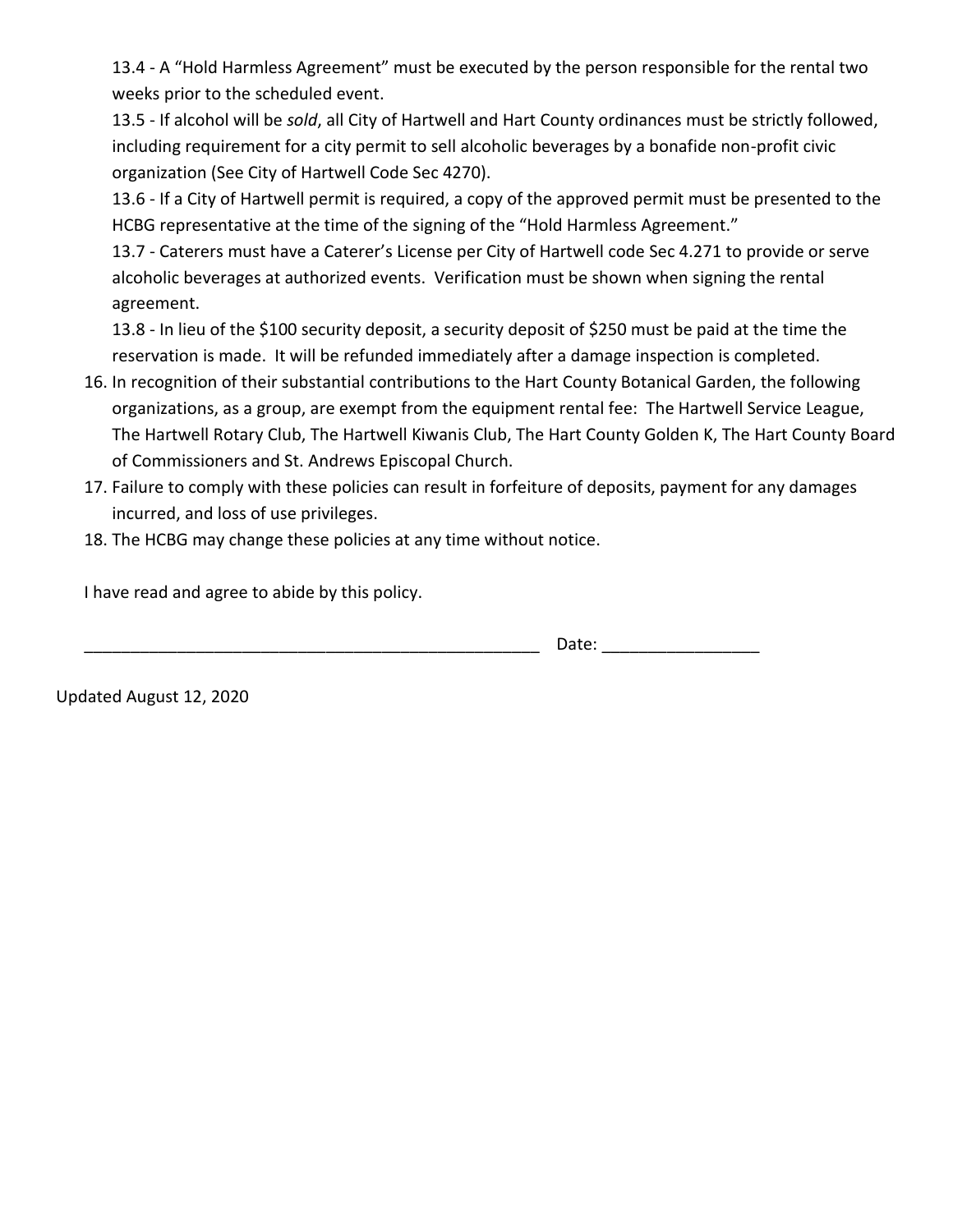13.4 - A "Hold Harmless Agreement" must be executed by the person responsible for the rental two weeks prior to the scheduled event.

13.5 - If alcohol will be *sold*, all City of Hartwell and Hart County ordinances must be strictly followed, including requirement for a city permit to sell alcoholic beverages by a bonafide non-profit civic organization (See City of Hartwell Code Sec 4270).

13.6 - If a City of Hartwell permit is required, a copy of the approved permit must be presented to the HCBG representative at the time of the signing of the "Hold Harmless Agreement."

13.7 - Caterers must have a Caterer's License per City of Hartwell code Sec 4.271 to provide or serve alcoholic beverages at authorized events. Verification must be shown when signing the rental agreement.

13.8 - In lieu of the $100 security deposit, a security deposit of $250 must be paid at the time the reservation is made. It will be refunded immediately after a damage inspection is completed.

16. In recognition of their substantial contributions to the Hart County Botanical Garden, the following organizations, as a group, are exempt from the equipment rental fee: The Hartwell Service League, The Hartwell Rotary Club, The Hartwell Kiwanis Club, The Hart County Golden K, The Hart County Board of Commissioners and St. Andrews Episcopal Church.
17. Failure to comply with these policies can result in forfeiture of deposits, payment for any damages incurred, and loss of use privileges.
18. The HCBG may change these policies at any time without notice.

I have read and agree to abide by this policy.

__________________________________________________ Date: ________________

Updated August 12, 2020